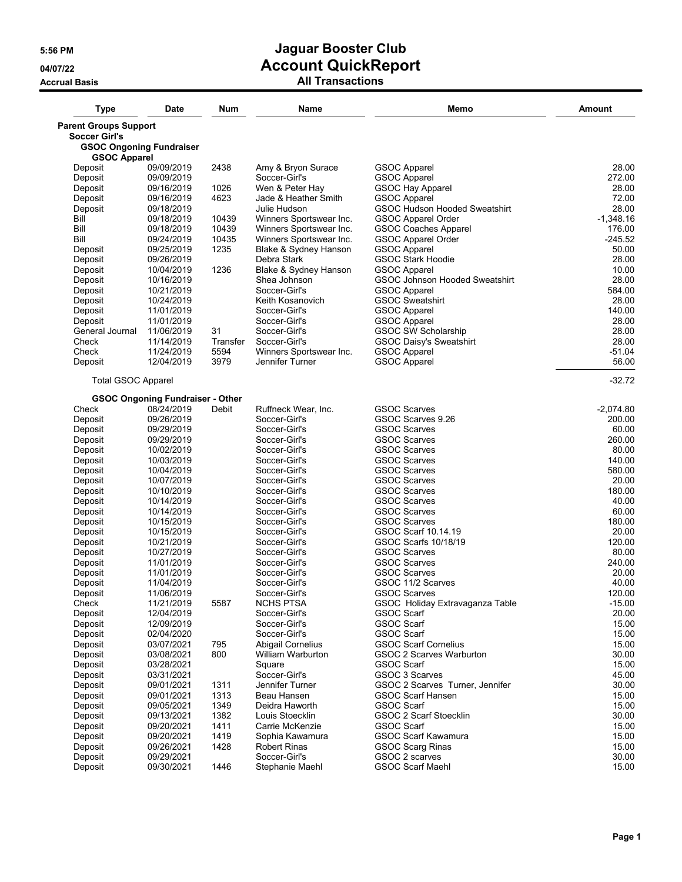# Jaguar Booster Club

## Account QuickReport

### All Transactions

5:56 PM
04/07/22
Accrual Basis

| Type | Date | Num | Name | Memo | Amount |
|---|---|---|---|---|---|
| **Parent Groups Support** | | | | | |
| **Soccer Girl's** | | | | | |
| **GSOC Ongoning Fundraiser** | | | | | |
| **GSOC Apparel** | | | | | |
| Deposit | 09/09/2019 | 2438 | Amy & Bryon Surace | GSOC Apparel | 28.00 |
| Deposit | 09/09/2019 | | Soccer-Girl's | GSOC Apparel | 272.00 |
| Deposit | 09/16/2019 | 1026 | Wen & Peter Hay | GSOC Hay Apparel | 28.00 |
| Deposit | 09/16/2019 | 4623 | Jade & Heather Smith | GSOC Apparel | 72.00 |
| Deposit | 09/18/2019 | | Julie Hudson | GSOC Hudson Hooded Sweatshirt | 28.00 |
| Bill | 09/18/2019 | 10439 | Winners Sportswear Inc. | GSOC Apparel Order | -1,348.16 |
| Bill | 09/18/2019 | 10439 | Winners Sportswear Inc. | GSOC Coaches Apparel | 176.00 |
| Bill | 09/24/2019 | 10435 | Winners Sportswear Inc. | GSOC Apparel Order | -245.52 |
| Deposit | 09/25/2019 | 1235 | Blake & Sydney Hanson | GSOC Apparel | 50.00 |
| Deposit | 09/26/2019 | | Debra Stark | GSOC Stark Hoodie | 28.00 |
| Deposit | 10/04/2019 | 1236 | Blake & Sydney Hanson | GSOC Apparel | 10.00 |
| Deposit | 10/16/2019 | | Shea Johnson | GSOC Johnson Hooded Sweatshirt | 28.00 |
| Deposit | 10/21/2019 | | Soccer-Girl's | GSOC Apparel | 584.00 |
| Deposit | 10/24/2019 | | Keith Kosanovich | GSOC Sweatshirt | 28.00 |
| Deposit | 11/01/2019 | | Soccer-Girl's | GSOC Apparel | 140.00 |
| Deposit | 11/01/2019 | | Soccer-Girl's | GSOC Apparel | 28.00 |
| General Journal | 11/06/2019 | 31 | Soccer-Girl's | GSOC SW Scholarship | 28.00 |
| Check | 11/14/2019 | Transfer | Soccer-Girl's | GSOC Daisy's Sweatshirt | 28.00 |
| Check | 11/24/2019 | 5594 | Winners Sportswear Inc. | GSOC Apparel | -51.04 |
| Deposit | 12/04/2019 | 3979 | Jennifer Turner | GSOC Apparel | 56.00 |
| Total GSOC Apparel | | | | | -32.72 |
| **GSOC Ongoning Fundraiser - Other** | | | | | |
| Check | 08/24/2019 | Debit | Ruffneck Wear, Inc. | GSOC Scarves | -2,074.80 |
| Deposit | 09/26/2019 | | Soccer-Girl's | GSOC Scarves 9.26 | 200.00 |
| Deposit | 09/29/2019 | | Soccer-Girl's | GSOC Scarves | 60.00 |
| Deposit | 09/29/2019 | | Soccer-Girl's | GSOC Scarves | 260.00 |
| Deposit | 10/02/2019 | | Soccer-Girl's | GSOC Scarves | 80.00 |
| Deposit | 10/03/2019 | | Soccer-Girl's | GSOC Scarves | 140.00 |
| Deposit | 10/04/2019 | | Soccer-Girl's | GSOC Scarves | 580.00 |
| Deposit | 10/07/2019 | | Soccer-Girl's | GSOC Scarves | 20.00 |
| Deposit | 10/10/2019 | | Soccer-Girl's | GSOC Scarves | 180.00 |
| Deposit | 10/14/2019 | | Soccer-Girl's | GSOC Scarves | 40.00 |
| Deposit | 10/14/2019 | | Soccer-Girl's | GSOC Scarves | 60.00 |
| Deposit | 10/15/2019 | | Soccer-Girl's | GSOC Scarves | 180.00 |
| Deposit | 10/15/2019 | | Soccer-Girl's | GSOC Scarf 10.14.19 | 20.00 |
| Deposit | 10/21/2019 | | Soccer-Girl's | GSOC Scarfs 10/18/19 | 120.00 |
| Deposit | 10/27/2019 | | Soccer-Girl's | GSOC Scarves | 80.00 |
| Deposit | 11/01/2019 | | Soccer-Girl's | GSOC Scarves | 240.00 |
| Deposit | 11/01/2019 | | Soccer-Girl's | GSOC Scarves | 20.00 |
| Deposit | 11/04/2019 | | Soccer-Girl's | GSOC 11/2 Scarves | 40.00 |
| Deposit | 11/06/2019 | | Soccer-Girl's | GSOC Scarves | 120.00 |
| Check | 11/21/2019 | 5587 | NCHS PTSA | GSOC Holiday Extravaganza Table | -15.00 |
| Deposit | 12/04/2019 | | Soccer-Girl's | GSOC Scarf | 20.00 |
| Deposit | 12/09/2019 | | Soccer-Girl's | GSOC Scarf | 15.00 |
| Deposit | 02/04/2020 | | Soccer-Girl's | GSOC Scarf | 15.00 |
| Deposit | 03/07/2021 | 795 | Abigail Cornelius | GSOC Scarf Cornelius | 15.00 |
| Deposit | 03/08/2021 | 800 | William Warburton | GSOC 2 Scarves Warburton | 30.00 |
| Deposit | 03/28/2021 | | Square | GSOC Scarf | 15.00 |
| Deposit | 03/31/2021 | | Soccer-Girl's | GSOC 3 Scarves | 45.00 |
| Deposit | 09/01/2021 | 1311 | Jennifer Turner | GSOC 2 Scarves Turner, Jennifer | 30.00 |
| Deposit | 09/01/2021 | 1313 | Beau Hansen | GSOC Scarf Hansen | 15.00 |
| Deposit | 09/05/2021 | 1349 | Deidra Haworth | GSOC Scarf | 15.00 |
| Deposit | 09/13/2021 | 1382 | Louis Stoecklin | GSOC 2 Scarf Stoecklin | 30.00 |
| Deposit | 09/20/2021 | 1411 | Carrie McKenzie | GSOC Scarf | 15.00 |
| Deposit | 09/20/2021 | 1419 | Sophia Kawamura | GSOC Scarf Kawamura | 15.00 |
| Deposit | 09/26/2021 | 1428 | Robert Rinas | GSOC Scarg Rinas | 15.00 |
| Deposit | 09/29/2021 | | Soccer-Girl's | GSOC 2 scarves | 30.00 |
| Deposit | 09/30/2021 | 1446 | Stephanie Maehl | GSOC Scarf Maehl | 15.00 |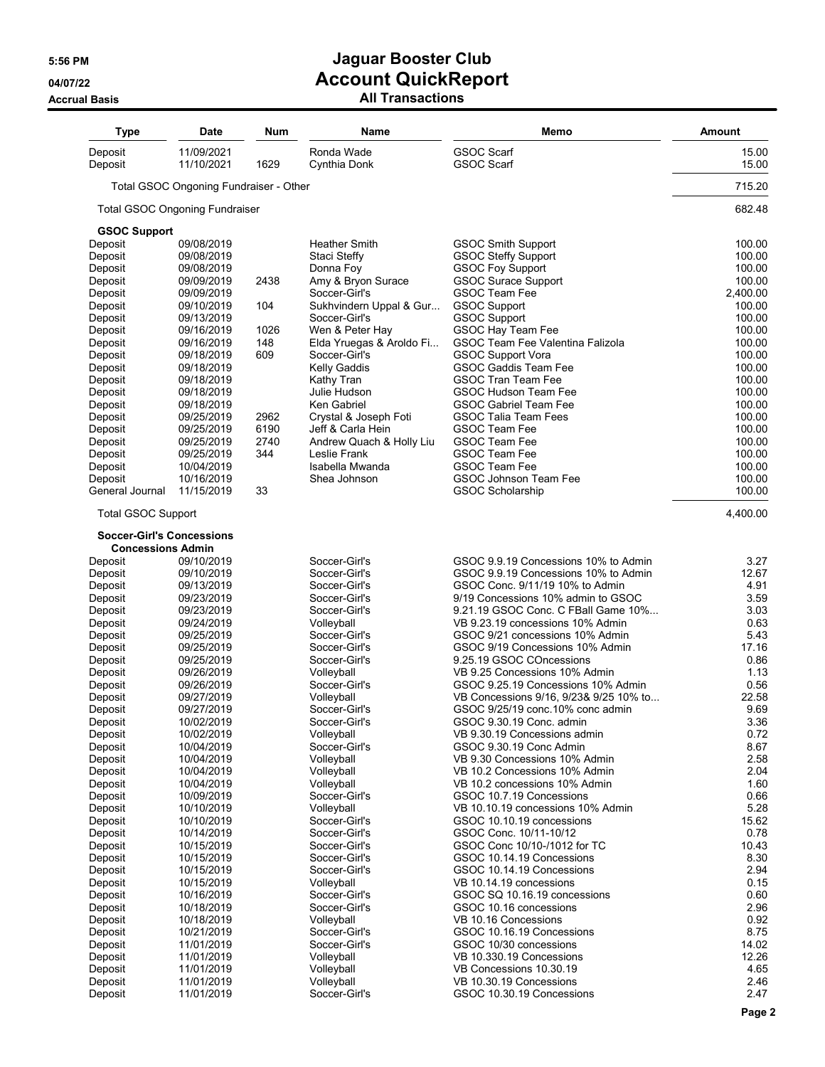# Jaguar Booster Club
## Account QuickReport
### All Transactions

5:56 PM
04/07/22
Accrual Basis

| Type | Date | Num | Name | Memo | Amount |
|---|---|---|---|---|---|
| Deposit | 11/09/2021 | | Ronda Wade | GSOC Scarf | 15.00 |
| Deposit | 11/10/2021 | 1629 | Cynthia Donk | GSOC Scarf | 15.00 |
| Total GSOC Ongoing Fundraiser - Other | | | | | 715.20 |
| Total GSOC Ongoing Fundraiser | | | | | 682.48 |
| **GSOC Support** | | | | | |
| Deposit | 09/08/2019 | | Heather Smith | GSOC Smith Support | 100.00 |
| Deposit | 09/08/2019 | | Staci Steffy | GSOC Steffy Support | 100.00 |
| Deposit | 09/08/2019 | | Donna Foy | GSOC Foy Support | 100.00 |
| Deposit | 09/09/2019 | 2438 | Amy & Bryon Surace | GSOC Surace Support | 100.00 |
| Deposit | 09/09/2019 | | Soccer-Girl's | GSOC Team Fee | 2,400.00 |
| Deposit | 09/10/2019 | 104 | Sukhvindern Uppal & Gur... | GSOC Support | 100.00 |
| Deposit | 09/13/2019 | | Soccer-Girl's | GSOC Support | 100.00 |
| Deposit | 09/16/2019 | 1026 | Wen & Peter Hay | GSOC Hay Team Fee | 100.00 |
| Deposit | 09/16/2019 | 148 | Elda Yruegas & Aroldo Fi... | GSOC Team Fee Valentina Falizola | 100.00 |
| Deposit | 09/18/2019 | 609 | Soccer-Girl's | GSOC Support Vora | 100.00 |
| Deposit | 09/18/2019 | | Kelly Gaddis | GSOC Gaddis Team Fee | 100.00 |
| Deposit | 09/18/2019 | | Kathy Tran | GSOC Tran Team Fee | 100.00 |
| Deposit | 09/18/2019 | | Julie Hudson | GSOC Hudson Team Fee | 100.00 |
| Deposit | 09/18/2019 | | Ken Gabriel | GSOC Gabriel Team Fee | 100.00 |
| Deposit | 09/25/2019 | 2962 | Crystal & Joseph Foti | GSOC Talia Team Fees | 100.00 |
| Deposit | 09/25/2019 | 6190 | Jeff & Carla Hein | GSOC Team Fee | 100.00 |
| Deposit | 09/25/2019 | 2740 | Andrew Quach & Holly Liu | GSOC Team Fee | 100.00 |
| Deposit | 09/25/2019 | 344 | Leslie Frank | GSOC Team Fee | 100.00 |
| Deposit | 10/04/2019 | | Isabella Mwanda | GSOC Team Fee | 100.00 |
| Deposit | 10/16/2019 | | Shea Johnson | GSOC Johnson Team Fee | 100.00 |
| General Journal | 11/15/2019 | 33 | | GSOC Scholarship | 100.00 |
| Total GSOC Support | | | | | 4,400.00 |
| **Soccer-Girl's Concessions** | | | | | |
| **Concessions Admin** | | | | | |
| Deposit | 09/10/2019 | | Soccer-Girl's | GSOC 9.9.19 Concessions 10% to Admin | 3.27 |
| Deposit | 09/10/2019 | | Soccer-Girl's | GSOC 9.9.19 Concessions 10% to Admin | 12.67 |
| Deposit | 09/13/2019 | | Soccer-Girl's | GSOC Conc. 9/11/19 10% to Admin | 4.91 |
| Deposit | 09/23/2019 | | Soccer-Girl's | 9/19 Concessions 10% admin to GSOC | 3.59 |
| Deposit | 09/23/2019 | | Soccer-Girl's | 9.21.19 GSOC Conc. C FBall Game 10%... | 3.03 |
| Deposit | 09/24/2019 | | Volleyball | VB 9.23.19 concessions 10% Admin | 0.63 |
| Deposit | 09/25/2019 | | Soccer-Girl's | GSOC 9/21 concessions 10% Admin | 5.43 |
| Deposit | 09/25/2019 | | Soccer-Girl's | GSOC 9/19 Concessions 10% Admin | 17.16 |
| Deposit | 09/25/2019 | | Soccer-Girl's | 9.25.19 GSOC COncessions | 0.86 |
| Deposit | 09/26/2019 | | Volleyball | VB 9.25 Concessions 10% Admin | 1.13 |
| Deposit | 09/26/2019 | | Soccer-Girl's | GSOC 9.25.19 Concessions 10% Admin | 0.56 |
| Deposit | 09/27/2019 | | Volleyball | VB Concessions 9/16, 9/23& 9/25 10% to... | 22.58 |
| Deposit | 09/27/2019 | | Soccer-Girl's | GSOC 9/25/19 conc.10% conc admin | 9.69 |
| Deposit | 10/02/2019 | | Soccer-Girl's | GSOC 9.30.19 Conc. admin | 3.36 |
| Deposit | 10/02/2019 | | Volleyball | VB 9.30.19 Concessions admin | 0.72 |
| Deposit | 10/04/2019 | | Soccer-Girl's | GSOC 9.30.19 Conc Admin | 8.67 |
| Deposit | 10/04/2019 | | Volleyball | VB 9.30 Concessions 10% Admin | 2.58 |
| Deposit | 10/04/2019 | | Volleyball | VB 10.2 Concessions 10% Admin | 2.04 |
| Deposit | 10/04/2019 | | Volleyball | VB 10.2 concessions 10% Admin | 1.60 |
| Deposit | 10/09/2019 | | Soccer-Girl's | GSOC 10.7.19 Concessions | 0.66 |
| Deposit | 10/10/2019 | | Volleyball | VB 10.10.19 concessions 10% Admin | 5.28 |
| Deposit | 10/10/2019 | | Soccer-Girl's | GSOC 10.10.19 concessions | 15.62 |
| Deposit | 10/14/2019 | | Soccer-Girl's | GSOC Conc. 10/11-10/12 | 0.78 |
| Deposit | 10/15/2019 | | Soccer-Girl's | GSOC Conc 10/10-/1012 for TC | 10.43 |
| Deposit | 10/15/2019 | | Soccer-Girl's | GSOC 10.14.19 Concessions | 8.30 |
| Deposit | 10/15/2019 | | Soccer-Girl's | GSOC 10.14.19 Concessions | 2.94 |
| Deposit | 10/15/2019 | | Volleyball | VB 10.14.19 concessions | 0.15 |
| Deposit | 10/16/2019 | | Soccer-Girl's | GSOC SQ 10.16.19 concessions | 0.60 |
| Deposit | 10/18/2019 | | Soccer-Girl's | GSOC 10.16 concessions | 2.96 |
| Deposit | 10/18/2019 | | Volleyball | VB 10.16 Concessions | 0.92 |
| Deposit | 10/21/2019 | | Soccer-Girl's | GSOC 10.16.19 Concessions | 8.75 |
| Deposit | 11/01/2019 | | Soccer-Girl's | GSOC 10/30 concessions | 14.02 |
| Deposit | 11/01/2019 | | Volleyball | VB 10.330.19 Concessions | 12.26 |
| Deposit | 11/01/2019 | | Volleyball | VB Concessions 10.30.19 | 4.65 |
| Deposit | 11/01/2019 | | Volleyball | VB 10.30.19 Concessions | 2.46 |
| Deposit | 11/01/2019 | | Soccer-Girl's | GSOC 10.30.19 Concessions | 2.47 |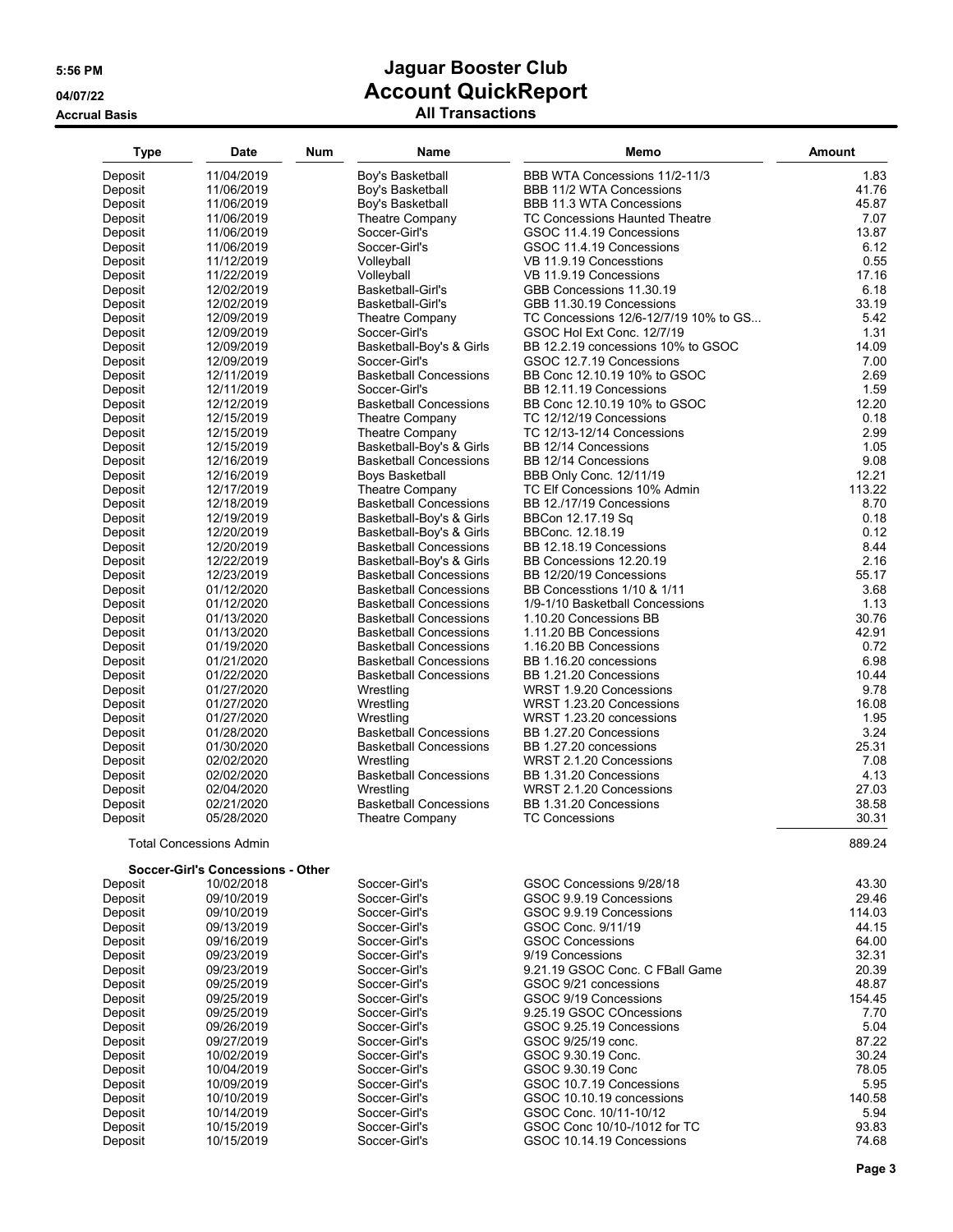**5:56 PM**
**04/07/22**
**Accrual Basis**

# Jaguar Booster Club
## Account QuickReport
### All Transactions

| Type | Date | Num | Name | Memo | Amount |
|---|---|---|---|---|---|
| Deposit | 11/04/2019 | | Boy's Basketball | BBB WTA Concessions 11/2-11/3 | 1.83 |
| Deposit | 11/06/2019 | | Boy's Basketball | BBB 11/2 WTA Concessions | 41.76 |
| Deposit | 11/06/2019 | | Boy's Basketball | BBB 11.3 WTA Concessions | 45.87 |
| Deposit | 11/06/2019 | | Theatre Company | TC Concessions Haunted Theatre | 7.07 |
| Deposit | 11/06/2019 | | Soccer-Girl's | GSOC 11.4.19 Concessions | 13.87 |
| Deposit | 11/06/2019 | | Soccer-Girl's | GSOC 11.4.19 Concessions | 6.12 |
| Deposit | 11/12/2019 | | Volleyball | VB 11.9.19 Concesstions | 0.55 |
| Deposit | 11/22/2019 | | Volleyball | VB 11.9.19 Concessions | 17.16 |
| Deposit | 12/02/2019 | | Basketball-Girl's | GBB Concessions 11.30.19 | 6.18 |
| Deposit | 12/02/2019 | | Basketball-Girl's | GBB 11.30.19 Concessions | 33.19 |
| Deposit | 12/09/2019 | | Theatre Company | TC Concessions 12/6-12/7/19 10% to GS... | 5.42 |
| Deposit | 12/09/2019 | | Soccer-Girl's | GSOC Hol Ext Conc. 12/7/19 | 1.31 |
| Deposit | 12/09/2019 | | Basketball-Boy's & Girls | BB 12.2.19 concessions 10% to GSOC | 14.09 |
| Deposit | 12/09/2019 | | Soccer-Girl's | GSOC 12.7.19 Concessions | 7.00 |
| Deposit | 12/11/2019 | | Basketball Concessions | BB Conc 12.10.19 10% to GSOC | 2.69 |
| Deposit | 12/11/2019 | | Soccer-Girl's | BB 12.11.19 Concessions | 1.59 |
| Deposit | 12/12/2019 | | Basketball Concessions | BB Conc 12.10.19 10% to GSOC | 12.20 |
| Deposit | 12/15/2019 | | Theatre Company | TC 12/12/19 Concessions | 0.18 |
| Deposit | 12/15/2019 | | Theatre Company | TC 12/13-12/14 Concessions | 2.99 |
| Deposit | 12/15/2019 | | Basketball-Boy's & Girls | BB 12/14 Concessions | 1.05 |
| Deposit | 12/16/2019 | | Basketball Concessions | BB 12/14 Concessions | 9.08 |
| Deposit | 12/16/2019 | | Boys Basketball | BBB Only Conc. 12/11/19 | 12.21 |
| Deposit | 12/17/2019 | | Theatre Company | TC Elf Concessions 10% Admin | 113.22 |
| Deposit | 12/18/2019 | | Basketball Concessions | BB 12./17/19 Concessions | 8.70 |
| Deposit | 12/19/2019 | | Basketball-Boy's & Girls | BBCon 12.17.19 Sq | 0.18 |
| Deposit | 12/20/2019 | | Basketball-Boy's & Girls | BBConc. 12.18.19 | 0.12 |
| Deposit | 12/20/2019 | | Basketball Concessions | BB 12.18.19 Concessions | 8.44 |
| Deposit | 12/22/2019 | | Basketball-Boy's & Girls | BB Concessions 12.20.19 | 2.16 |
| Deposit | 12/23/2019 | | Basketball Concessions | BB 12/20/19 Concessions | 55.17 |
| Deposit | 01/12/2020 | | Basketball Concessions | BB Concesstions 1/10 & 1/11 | 3.68 |
| Deposit | 01/12/2020 | | Basketball Concessions | 1/9-1/10 Basketball Concessions | 1.13 |
| Deposit | 01/13/2020 | | Basketball Concessions | 1.10.20 Concessions BB | 30.76 |
| Deposit | 01/13/2020 | | Basketball Concessions | 1.11.20 BB Concessions | 42.91 |
| Deposit | 01/19/2020 | | Basketball Concessions | 1.16.20 BB Concessions | 0.72 |
| Deposit | 01/21/2020 | | Basketball Concessions | BB 1.16.20 concessions | 6.98 |
| Deposit | 01/22/2020 | | Basketball Concessions | BB 1.21.20 Concessions | 10.44 |
| Deposit | 01/27/2020 | | Wrestling | WRST 1.9.20 Concessions | 9.78 |
| Deposit | 01/27/2020 | | Wrestling | WRST 1.23.20 Concessions | 16.08 |
| Deposit | 01/27/2020 | | Wrestling | WRST 1.23.20 concessions | 1.95 |
| Deposit | 01/28/2020 | | Basketball Concessions | BB 1.27.20 Concessions | 3.24 |
| Deposit | 01/30/2020 | | Basketball Concessions | BB 1.27.20 concessions | 25.31 |
| Deposit | 02/02/2020 | | Wrestling | WRST 2.1.20 Concessions | 7.08 |
| Deposit | 02/02/2020 | | Basketball Concessions | BB 1.31.20 Concessions | 4.13 |
| Deposit | 02/04/2020 | | Wrestling | WRST 2.1.20 Concessions | 27.03 |
| Deposit | 02/21/2020 | | Basketball Concessions | BB 1.31.20 Concessions | 38.58 |
| Deposit | 05/28/2020 | | Theatre Company | TC Concessions | 30.31 |
| Total Concessions Admin | | | | | 889.24 |
| **Soccer-Girl's Concessions - Other** | | | | | |
| Deposit | 10/02/2018 | | Soccer-Girl's | GSOC Concessions 9/28/18 | 43.30 |
| Deposit | 09/10/2019 | | Soccer-Girl's | GSOC 9.9.19 Concessions | 29.46 |
| Deposit | 09/10/2019 | | Soccer-Girl's | GSOC 9.9.19 Concessions | 114.03 |
| Deposit | 09/13/2019 | | Soccer-Girl's | GSOC Conc. 9/11/19 | 44.15 |
| Deposit | 09/16/2019 | | Soccer-Girl's | GSOC Concessions | 64.00 |
| Deposit | 09/23/2019 | | Soccer-Girl's | 9/19 Concessions | 32.31 |
| Deposit | 09/23/2019 | | Soccer-Girl's | 9.21.19 GSOC Conc. C FBall Game | 20.39 |
| Deposit | 09/25/2019 | | Soccer-Girl's | GSOC 9/21 concessions | 48.87 |
| Deposit | 09/25/2019 | | Soccer-Girl's | GSOC 9/19 Concessions | 154.45 |
| Deposit | 09/25/2019 | | Soccer-Girl's | 9.25.19 GSOC COncessions | 7.70 |
| Deposit | 09/26/2019 | | Soccer-Girl's | GSOC 9.25.19 Concessions | 5.04 |
| Deposit | 09/27/2019 | | Soccer-Girl's | GSOC 9/25/19 conc. | 87.22 |
| Deposit | 10/02/2019 | | Soccer-Girl's | GSOC 9.30.19 Conc. | 30.24 |
| Deposit | 10/04/2019 | | Soccer-Girl's | GSOC 9.30.19 Conc | 78.05 |
| Deposit | 10/09/2019 | | Soccer-Girl's | GSOC 10.7.19 Concessions | 5.95 |
| Deposit | 10/10/2019 | | Soccer-Girl's | GSOC 10.10.19 concessions | 140.58 |
| Deposit | 10/14/2019 | | Soccer-Girl's | GSOC Conc. 10/11-10/12 | 5.94 |
| Deposit | 10/15/2019 | | Soccer-Girl's | GSOC Conc 10/10-/1012 for TC | 93.83 |
| Deposit | 10/15/2019 | | Soccer-Girl's | GSOC 10.14.19 Concessions | 74.68 |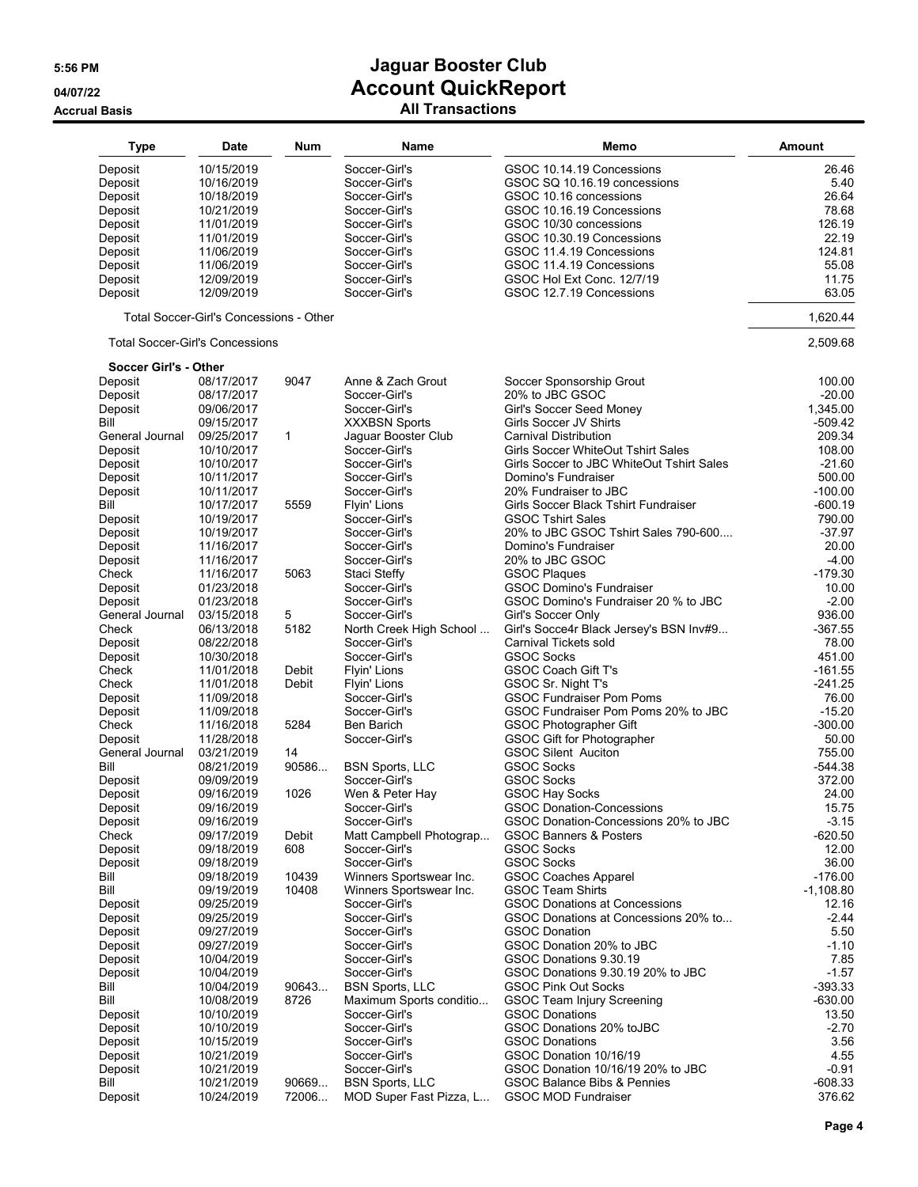# Jaguar Booster Club
## Account QuickReport
### All Transactions

5:56 PM
04/07/22
Accrual Basis

| Type | Date | Num | Name | Memo | Amount |
|---|---|---|---|---|---|
| Deposit | 10/15/2019 | | Soccer-Girl's | GSOC 10.14.19 Concessions | 26.46 |
| Deposit | 10/16/2019 | | Soccer-Girl's | GSOC SQ 10.16.19 concessions | 5.40 |
| Deposit | 10/18/2019 | | Soccer-Girl's | GSOC 10.16 concessions | 26.64 |
| Deposit | 10/21/2019 | | Soccer-Girl's | GSOC 10.16.19 Concessions | 78.68 |
| Deposit | 11/01/2019 | | Soccer-Girl's | GSOC 10/30 concessions | 126.19 |
| Deposit | 11/01/2019 | | Soccer-Girl's | GSOC 10.30.19 Concessions | 22.19 |
| Deposit | 11/06/2019 | | Soccer-Girl's | GSOC 11.4.19 Concessions | 124.81 |
| Deposit | 11/06/2019 | | Soccer-Girl's | GSOC 11.4.19 Concessions | 55.08 |
| Deposit | 12/09/2019 | | Soccer-Girl's | GSOC Hol Ext Conc. 12/7/19 | 11.75 |
| Deposit | 12/09/2019 | | Soccer-Girl's | GSOC 12.7.19 Concessions | 63.05 |
| Total Soccer-Girl's Concessions - Other | | | | | 1,620.44 |
| Total Soccer-Girl's Concessions | | | | | 2,509.68 |
| **Soccer Girl's - Other** | | | | | |
| Deposit | 08/17/2017 | 9047 | Anne & Zach Grout | Soccer Sponsorship Grout | 100.00 |
| Deposit | 08/17/2017 | | Soccer-Girl's | 20% to JBC GSOC | -20.00 |
| Deposit | 09/06/2017 | | Soccer-Girl's | Girl's Soccer Seed Money | 1,345.00 |
| Bill | 09/15/2017 | | XXXBSN Sports | Girls Soccer JV Shirts | -509.42 |
| General Journal | 09/25/2017 | 1 | Jaguar Booster Club | Carnival Distribution | 209.34 |
| Deposit | 10/10/2017 | | Soccer-Girl's | Girls Soccer WhiteOut Tshirt Sales | 108.00 |
| Deposit | 10/10/2017 | | Soccer-Girl's | Girls Soccer to JBC WhiteOut Tshirt Sales | -21.60 |
| Deposit | 10/11/2017 | | Soccer-Girl's | Domino's Fundraiser | 500.00 |
| Deposit | 10/11/2017 | | Soccer-Girl's | 20% Fundraiser to JBC | -100.00 |
| Bill | 10/17/2017 | 5559 | Flyin' Lions | Girls Soccer Black Tshirt Fundraiser | -600.19 |
| Deposit | 10/19/2017 | | Soccer-Girl's | GSOC Tshirt Sales | 790.00 |
| Deposit | 10/19/2017 | | Soccer-Girl's | 20% to JBC GSOC Tshirt Sales 790-600.... | -37.97 |
| Deposit | 11/16/2017 | | Soccer-Girl's | Domino's Fundraiser | 20.00 |
| Deposit | 11/16/2017 | | Soccer-Girl's | 20% to JBC GSOC | -4.00 |
| Check | 11/16/2017 | 5063 | Staci Steffy | GSOC Plaques | -179.30 |
| Deposit | 01/23/2018 | | Soccer-Girl's | GSOC Domino's Fundraiser | 10.00 |
| Deposit | 01/23/2018 | | Soccer-Girl's | GSOC Domino's Fundraiser 20 % to JBC | -2.00 |
| General Journal | 03/15/2018 | 5 | Soccer-Girl's | Girl's Soccer Only | 936.00 |
| Check | 06/13/2018 | 5182 | North Creek High School ... | Girl's Socce4r Black Jersey's BSN Inv#9... | -367.55 |
| Deposit | 08/22/2018 | | Soccer-Girl's | Carnival Tickets sold | 78.00 |
| Deposit | 10/30/2018 | | Soccer-Girl's | GSOC Socks | 451.00 |
| Check | 11/01/2018 | Debit | Flyin' Lions | GSOC Coach Gift T's | -161.55 |
| Check | 11/01/2018 | Debit | Flyin' Lions | GSOC Sr. Night T's | -241.25 |
| Deposit | 11/09/2018 | | Soccer-Girl's | GSOC Fundraiser Pom Poms | 76.00 |
| Deposit | 11/09/2018 | | Soccer-Girl's | GSOC Fundraiser Pom Poms 20% to JBC | -15.20 |
| Check | 11/16/2018 | 5284 | Ben Barich | GSOC Photographer Gift | -300.00 |
| Deposit | 11/28/2018 | | Soccer-Girl's | GSOC Gift for Photographer | 50.00 |
| General Journal | 03/21/2019 | 14 | | GSOC Silent Auciton | 755.00 |
| Bill | 08/21/2019 | 90586... | BSN Sports, LLC | GSOC Socks | -544.38 |
| Deposit | 09/09/2019 | | Soccer-Girl's | GSOC Socks | 372.00 |
| Deposit | 09/16/2019 | 1026 | Wen & Peter Hay | GSOC Hay Socks | 24.00 |
| Deposit | 09/16/2019 | | Soccer-Girl's | GSOC Donation-Concessions | 15.75 |
| Deposit | 09/16/2019 | | Soccer-Girl's | GSOC Donation-Concessions 20% to JBC | -3.15 |
| Check | 09/17/2019 | Debit | Matt Campbell Photograp... | GSOC Banners & Posters | -620.50 |
| Deposit | 09/18/2019 | 608 | Soccer-Girl's | GSOC Socks | 12.00 |
| Deposit | 09/18/2019 | | Soccer-Girl's | GSOC Socks | 36.00 |
| Bill | 09/18/2019 | 10439 | Winners Sportswear Inc. | GSOC Coaches Apparel | -176.00 |
| Bill | 09/19/2019 | 10408 | Winners Sportswear Inc. | GSOC Team Shirts | -1,108.80 |
| Deposit | 09/25/2019 | | Soccer-Girl's | GSOC Donations at Concessions | 12.16 |
| Deposit | 09/25/2019 | | Soccer-Girl's | GSOC Donations at Concessions 20% to... | -2.44 |
| Deposit | 09/27/2019 | | Soccer-Girl's | GSOC Donation | 5.50 |
| Deposit | 09/27/2019 | | Soccer-Girl's | GSOC Donation 20% to JBC | -1.10 |
| Deposit | 10/04/2019 | | Soccer-Girl's | GSOC Donations 9.30.19 | 7.85 |
| Deposit | 10/04/2019 | | Soccer-Girl's | GSOC Donations 9.30.19 20% to JBC | -1.57 |
| Bill | 10/04/2019 | 90643... | BSN Sports, LLC | GSOC Pink Out Socks | -393.33 |
| Bill | 10/08/2019 | 8726 | Maximum Sports conditio... | GSOC Team Injury Screening | -630.00 |
| Deposit | 10/10/2019 | | Soccer-Girl's | GSOC Donations | 13.50 |
| Deposit | 10/10/2019 | | Soccer-Girl's | GSOC Donations 20% toJBC | -2.70 |
| Deposit | 10/15/2019 | | Soccer-Girl's | GSOC Donations | 3.56 |
| Deposit | 10/21/2019 | | Soccer-Girl's | GSOC Donation 10/16/19 | 4.55 |
| Deposit | 10/21/2019 | | Soccer-Girl's | GSOC Donation 10/16/19 20% to JBC | -0.91 |
| Bill | 10/21/2019 | 90669... | BSN Sports, LLC | GSOC Balance Bibs & Pennies | -608.33 |
| Deposit | 10/24/2019 | 72006... | MOD Super Fast Pizza, L... | GSOC MOD Fundraiser | 376.62 |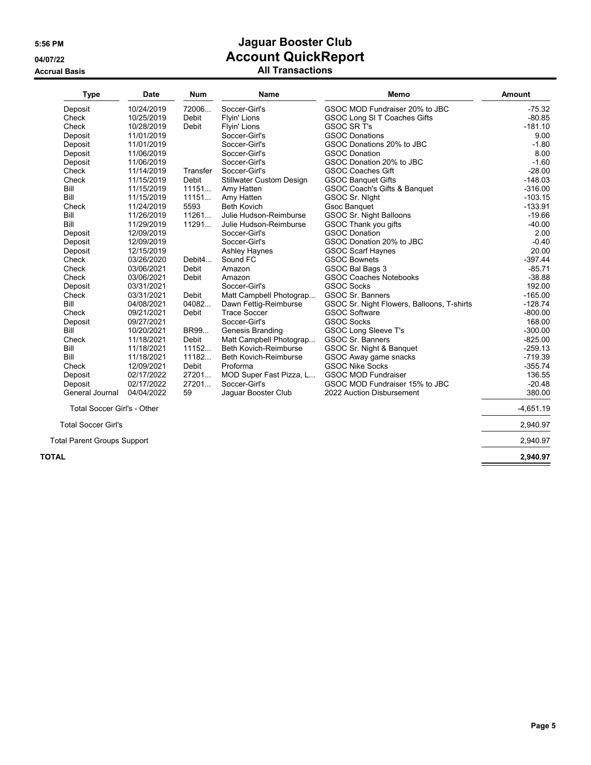# Jaguar Booster Club

## Account QuickReport

### All Transactions

5:56 PM
04/07/22
Accrual Basis

| Type | Date | Num | Name | Memo | Amount |
|---|---|---|---|---|---|
| Deposit | 10/24/2019 | 72006... | Soccer-Girl's | GSOC MOD Fundraiser 20% to JBC | -75.32 |
| Check | 10/25/2019 | Debit | Flyin' Lions | GSOC Long Sl T Coaches Gifts | -80.85 |
| Check | 10/28/2019 | Debit | Flyin' Lions | GSOC SR T's | -181.10 |
| Deposit | 11/01/2019 | | Soccer-Girl's | GSOC Donations | 9.00 |
| Deposit | 11/01/2019 | | Soccer-Girl's | GSOC Donations 20% to JBC | -1.80 |
| Deposit | 11/06/2019 | | Soccer-Girl's | GSOC Donation | 8.00 |
| Deposit | 11/06/2019 | | Soccer-Girl's | GSOC Donation 20% to JBC | -1.60 |
| Check | 11/14/2019 | Transfer | Soccer-Girl's | GSOC Coaches Gift | -28.00 |
| Check | 11/15/2019 | Debit | Stillwater Custom Design | GSOC Banquet Gifts | -148.03 |
| Bill | 11/15/2019 | 11151... | Amy Hatten | GSOC Coach's Gifts & Banquet | -316.00 |
| Bill | 11/15/2019 | 11151... | Amy Hatten | GSOC Sr. NIght | -103.15 |
| Check | 11/24/2019 | 5593 | Beth Kovich | Gsoc Banquet | -133.91 |
| Bill | 11/26/2019 | 11261... | Julie Hudson-Reimburse | GSOC Sr. Night Balloons | -19.66 |
| Bill | 11/29/2019 | 11291... | Julie Hudson-Reimburse | GSOC Thank you gifts | -40.00 |
| Deposit | 12/09/2019 | | Soccer-Girl's | GSOC Donation | 2.00 |
| Deposit | 12/09/2019 | | Soccer-Girl's | GSOC Donation 20% to JBC | -0.40 |
| Deposit | 12/15/2019 | | Ashley Haynes | GSOC Scarf Haynes | 20.00 |
| Check | 03/26/2020 | Debit4... | Sound FC | GSOC Bownets | -397.44 |
| Check | 03/06/2021 | Debit | Amazon | GSOC Bal Bags 3 | -85.71 |
| Check | 03/06/2021 | Debit | Amazon | GSOC Coaches Notebooks | -38.88 |
| Deposit | 03/31/2021 | | Soccer-Girl's | GSOC Socks | 192.00 |
| Check | 03/31/2021 | Debit | Matt Campbell Photograp... | GSOC Sr. Banners | -165.00 |
| Bill | 04/08/2021 | 04082... | Dawn Fettig-Reimburse | GSOC Sr. Night Flowers, Balloons, T-shirts | -128.74 |
| Check | 09/21/2021 | Debit | Trace Soccer | GSOC Software | -800.00 |
| Deposit | 09/27/2021 | | Soccer-Girl's | GSOC Socks | 168.00 |
| Bill | 10/20/2021 | BR99... | Genesis Branding | GSOC Long Sleeve T's | -300.00 |
| Check | 11/18/2021 | Debit | Matt Campbell Photograp... | GSOC Sr. Banners | -825.00 |
| Bill | 11/18/2021 | 11152... | Beth Kovich-Reimburse | GSOC Sr. Night & Banquet | -259.13 |
| Bill | 11/18/2021 | 11182... | Beth Kovich-Reimburse | GSOC Away game snacks | -719.39 |
| Check | 12/09/2021 | Debit | Proforma | GSOC Nike Socks | -355.74 |
| Deposit | 02/17/2022 | 27201... | MOD Super Fast Pizza, L... | GSOC MOD Fundraiser | 136.55 |
| Deposit | 02/17/2022 | 27201... | Soccer-Girl's | GSOC MOD Fundraiser 15% to JBC | -20.48 |
| General Journal | 04/04/2022 | 59 | Jaguar Booster Club | 2022 Auction Disbursement | 380.00 |
| Total Soccer Girl's - Other | | | | | -4,651.19 |
| Total Soccer Girl's | | | | | 2,940.97 |
| Total Parent Groups Support | | | | | 2,940.97 |
| **TOTAL** | | | | | **2,940.97** |